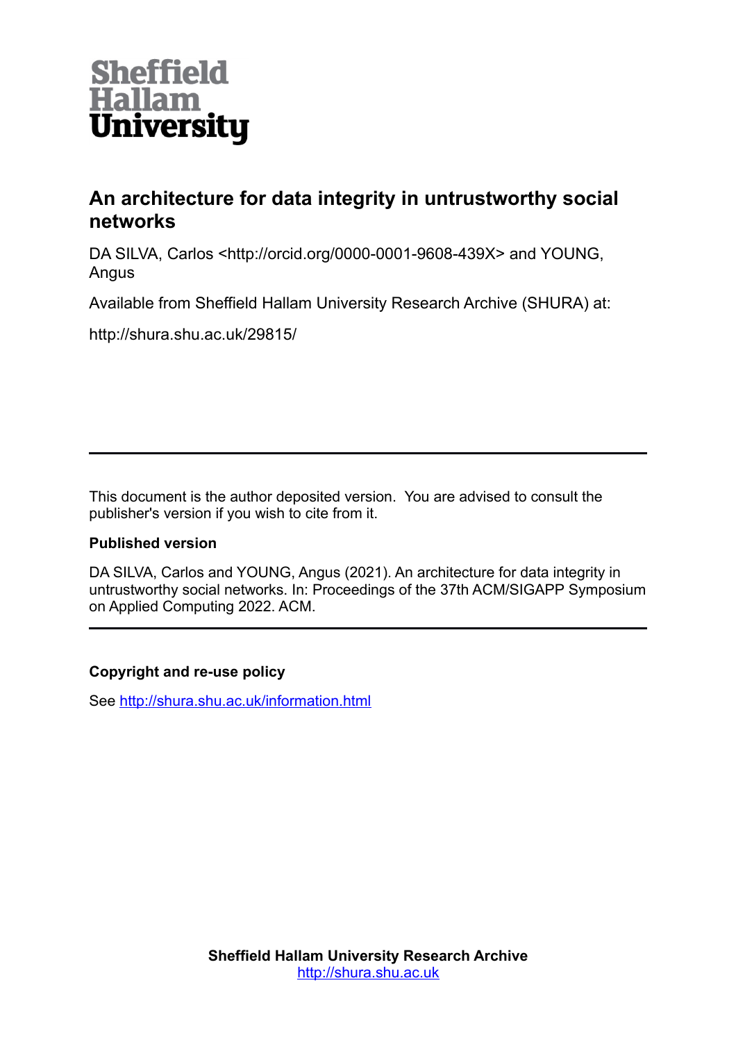Sheffield Hallam University

# An architecture for data integrity in untrustworthy social networks

DA SILVA, Carlos <http://orcid.org/0000-0001-9608-439X> and YOUNG, Angus

Available from Sheffield Hallam University Research Archive (SHURA) at:

http://shura.shu.ac.uk/29815/

---

This document is the author deposited version. You are advised to consult the publisher's version if you wish to cite from it.

### Published version

DA SILVA, Carlos and YOUNG, Angus (2021). An architecture for data integrity in untrustworthy social networks. In: Proceedings of the 37th ACM/SIGAPP Symposium on Applied Computing 2022. ACM.

---

### Copyright and re-use policy

See http://shura.shu.ac.uk/information.html

**Sheffield Hallam University Research Archive**
http://shura.shu.ac.uk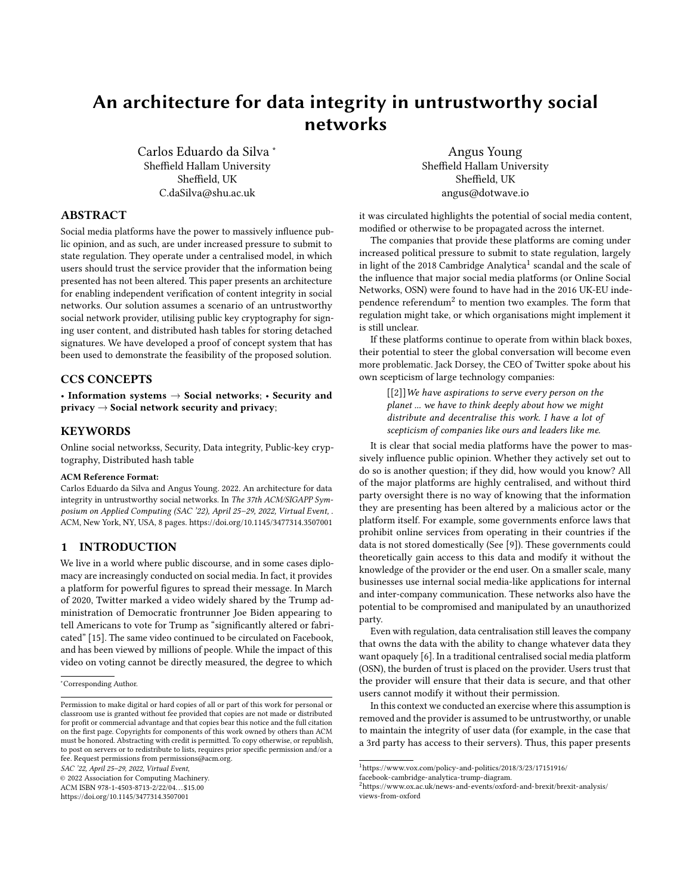# An architecture for data integrity in untrustworthy social networks

Carlos Eduardo da Silva [*]
Sheffield Hallam University
Sheffield, UK
C.daSilva@shu.ac.uk

Angus Young
Sheffield Hallam University
Sheffield, UK
angus@dotwave.io

## ABSTRACT

Social media platforms have the power to massively influence public opinion, and as such, are under increased pressure to submit to state regulation. They operate under a centralised model, in which users should trust the service provider that the information being presented has not been altered. This paper presents an architecture for enabling independent verification of content integrity in social networks. Our solution assumes a scenario of an untrustworthy social network provider, utilising public key cryptography for signing user content, and distributed hash tables for storing detached signatures. We have developed a proof of concept system that has been used to demonstrate the feasibility of the proposed solution.

## CCS CONCEPTS

• **Information systems** → **Social networks**; • **Security and privacy** → **Social network security and privacy**;

## KEYWORDS

Online social networkss, Security, Data integrity, Public-key cryptography, Distributed hash table

**ACM Reference Format:**
Carlos Eduardo da Silva and Angus Young. 2022. An architecture for data integrity in untrustworthy social networks. In *The 37th ACM/SIGAPP Symposium on Applied Computing (SAC '22), April 25–29, 2022, Virtual Event,* . ACM, New York, NY, USA, 8 pages. https://doi.org/10.1145/3477314.3507001

## 1 INTRODUCTION

We live in a world where public discourse, and in some cases diplomacy are increasingly conducted on social media. In fact, it provides a platform for powerful figures to spread their message. In March of 2020, Twitter marked a video widely shared by the Trump administration of Democratic frontrunner Joe Biden appearing to tell Americans to vote for Trump as "significantly altered or fabricated" [15]. The same video continued to be circulated on Facebook, and has been viewed by millions of people. While the impact of this video on voting cannot be directly measured, the degree to which it was circulated highlights the potential of social media content, modified or otherwise to be propagated across the internet.

The companies that provide these platforms are coming under increased political pressure to submit to state regulation, largely in light of the 2018 Cambridge Analytica[1] scandal and the scale of the influence that major social media platforms (or Online Social Networks, OSN) were found to have had in the 2016 UK-EU independence referendum[2] to mention two examples. The form that regulation might take, or which organisations might implement it is still unclear.

If these platforms continue to operate from within black boxes, their potential to steer the global conversation will become even more problematic. Jack Dorsey, the CEO of Twitter spoke about his own scepticism of large technology companies:

> [[2]]*We have aspirations to serve every person on the planet ... we have to think deeply about how we might distribute and decentralise this work. I have a lot of scepticism of companies like ours and leaders like me.*

It is clear that social media platforms have the power to massively influence public opinion. Whether they actively set out to do so is another question; if they did, how would you know? All of the major platforms are highly centralised, and without third party oversight there is no way of knowing that the information they are presenting has been altered by a malicious actor or the platform itself. For example, some governments enforce laws that prohibit online services from operating in their countries if the data is not stored domestically (See [9]). These governments could theoretically gain access to this data and modify it without the knowledge of the provider or the end user. On a smaller scale, many businesses use internal social media-like applications for internal and inter-company communication. These networks also have the potential to be compromised and manipulated by an unauthorized party.

Even with regulation, data centralisation still leaves the company that owns the data with the ability to change whatever data they want opaquely [6]. In a traditional centralised social media platform (OSN), the burden of trust is placed on the provider. Users trust that the provider will ensure that their data is secure, and that other users cannot modify it without their permission.

In this context we conducted an exercise where this assumption is removed and the provider is assumed to be untrustworthy, or unable to maintain the integrity of user data (for example, in the case that a 3rd party has access to their servers). Thus, this paper presents

---

*Corresponding Author.

Permission to make digital or hard copies of all or part of this work for personal or classroom use is granted without fee provided that copies are not made or distributed for profit or commercial advantage and that copies bear this notice and the full citation on the first page. Copyrights for components of this work owned by others than ACM must be honored. Abstracting with credit is permitted. To copy otherwise, or republish, to post on servers or to redistribute to lists, requires prior specific permission and/or a fee. Request permissions from permissions@acm.org.
*SAC '22, April 25–29, 2022, Virtual Event,*
© 2022 Association for Computing Machinery.
ACM ISBN 978-1-4503-8713-2/22/04...$15.00
https://doi.org/10.1145/3477314.3507001

[1] https://www.vox.com/policy-and-politics/2018/3/23/17151916/facebook-cambridge-analytica-trump-diagram.
[2] https://www.ox.ac.uk/news-and-events/oxford-and-brexit/brexit-analysis/views-from-oxford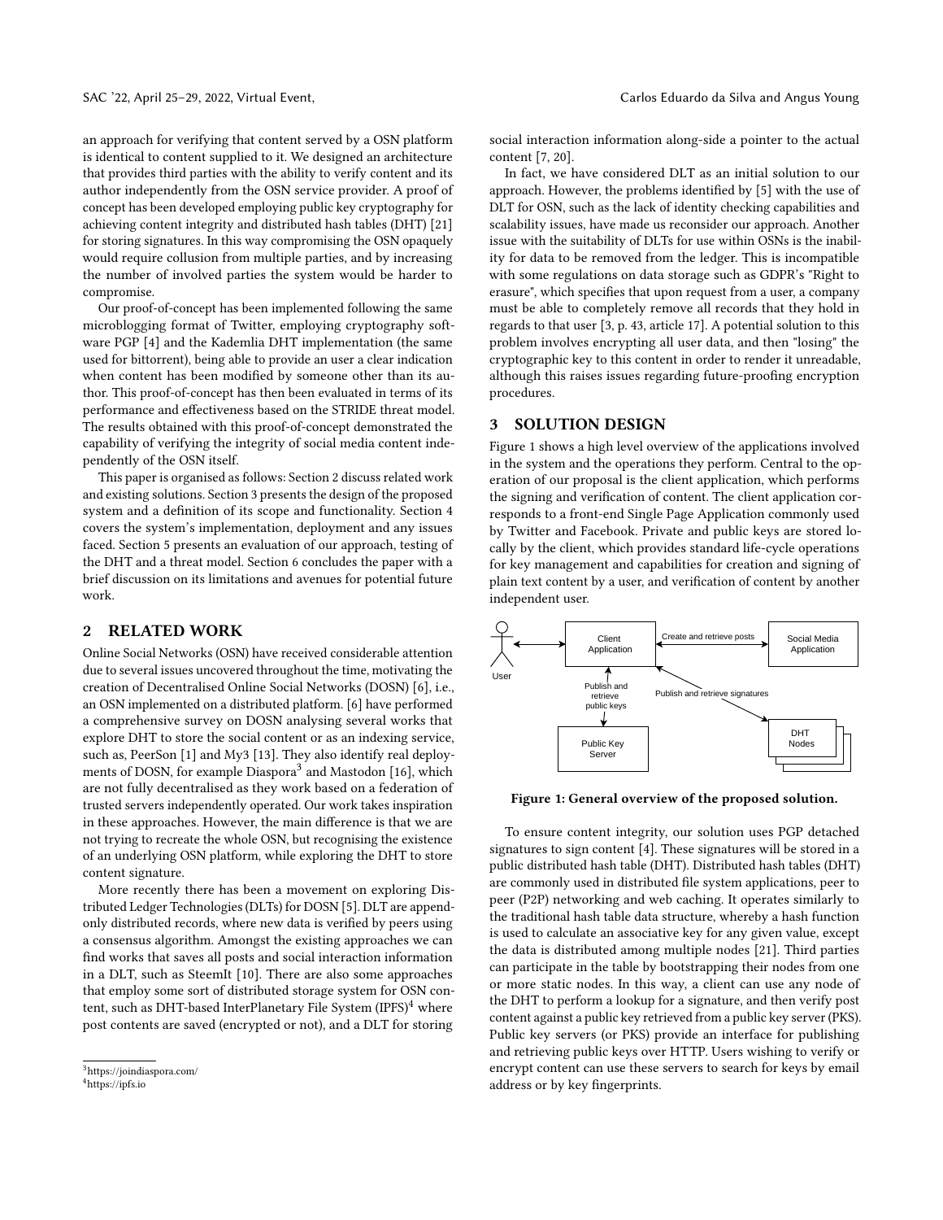an approach for verifying that content served by a OSN platform is identical to content supplied to it. We designed an architecture that provides third parties with the ability to verify content and its author independently from the OSN service provider. A proof of concept has been developed employing public key cryptography for achieving content integrity and distributed hash tables (DHT) [21] for storing signatures. In this way compromising the OSN opaquely would require collusion from multiple parties, and by increasing the number of involved parties the system would be harder to compromise.

Our proof-of-concept has been implemented following the same microblogging format of Twitter, employing cryptography software PGP [4] and the Kademlia DHT implementation (the same used for bittorrent), being able to provide an user a clear indication when content has been modified by someone other than its author. This proof-of-concept has then been evaluated in terms of its performance and effectiveness based on the STRIDE threat model. The results obtained with this proof-of-concept demonstrated the capability of verifying the integrity of social media content independently of the OSN itself.

This paper is organised as follows: Section 2 discuss related work and existing solutions. Section 3 presents the design of the proposed system and a definition of its scope and functionality. Section 4 covers the system's implementation, deployment and any issues faced. Section 5 presents an evaluation of our approach, testing of the DHT and a threat model. Section 6 concludes the paper with a brief discussion on its limitations and avenues for potential future work.

## 2 RELATED WORK

Online Social Networks (OSN) have received considerable attention due to several issues uncovered throughout the time, motivating the creation of Decentralised Online Social Networks (DOSN) [6], i.e., an OSN implemented on a distributed platform. [6] have performed a comprehensive survey on DOSN analysing several works that explore DHT to store the social content or as an indexing service, such as, PeerSon [1] and My3 [13]. They also identify real deployments of DOSN, for example Diaspora[3] and Mastodon [16], which are not fully decentralised as they work based on a federation of trusted servers independently operated. Our work takes inspiration in these approaches. However, the main difference is that we are not trying to recreate the whole OSN, but recognising the existence of an underlying OSN platform, while exploring the DHT to store content signature.

More recently there has been a movement on exploring Distributed Ledger Technologies (DLTs) for DOSN [5]. DLT are append-only distributed records, where new data is verified by peers using a consensus algorithm. Amongst the existing approaches we can find works that saves all posts and social interaction information in a DLT, such as SteemIt [10]. There are also some approaches that employ some sort of distributed storage system for OSN content, such as DHT-based InterPlanetary File System (IPFS)[4] where post contents are saved (encrypted or not), and a DLT for storing social interaction information along-side a pointer to the actual content [7, 20].

In fact, we have considered DLT as an initial solution to our approach. However, the problems identified by [5] with the use of DLT for OSN, such as the lack of identity checking capabilities and scalability issues, have made us reconsider our approach. Another issue with the suitability of DLTs for use within OSNs is the inability for data to be removed from the ledger. This is incompatible with some regulations on data storage such as GDPR's "Right to erasure", which specifies that upon request from a user, a company must be able to completely remove all records that they hold in regards to that user [3, p. 43, article 17]. A potential solution to this problem involves encrypting all user data, and then "losing" the cryptographic key to this content in order to render it unreadable, although this raises issues regarding future-proofing encryption procedures.

## 3 SOLUTION DESIGN

Figure 1 shows a high level overview of the applications involved in the system and the operations they perform. Central to the operation of our proposal is the client application, which performs the signing and verification of content. The client application corresponds to a front-end Single Page Application commonly used by Twitter and Facebook. Private and public keys are stored locally by the client, which provides standard life-cycle operations for key management and capabilities for creation and signing of plain text content by a user, and verification of content by another independent user.

User | Client Application | Create and retrieve posts | Social Media Application | Publish and retrieve public keys | Public Key Server | Publish and retrieve signatures | DHT Nodes

**Figure 1: General overview of the proposed solution.**

To ensure content integrity, our solution uses PGP detached signatures to sign content [4]. These signatures will be stored in a public distributed hash table (DHT). Distributed hash tables (DHT) are commonly used in distributed file system applications, peer to peer (P2P) networking and web caching. It operates similarly to the traditional hash table data structure, whereby a hash function is used to calculate an associative key for any given value, except the data is distributed among multiple nodes [21]. Third parties can participate in the table by bootstrapping their nodes from one or more static nodes. In this way, a client can use any node of the DHT to perform a lookup for a signature, and then verify post content against a public key retrieved from a public key server (PKS). Public key servers (or PKS) provide an interface for publishing and retrieving public keys over HTTP. Users wishing to verify or encrypt content can use these servers to search for keys by email address or by key fingerprints.

[3] https://joindiaspora.com/
[4] https://ipfs.io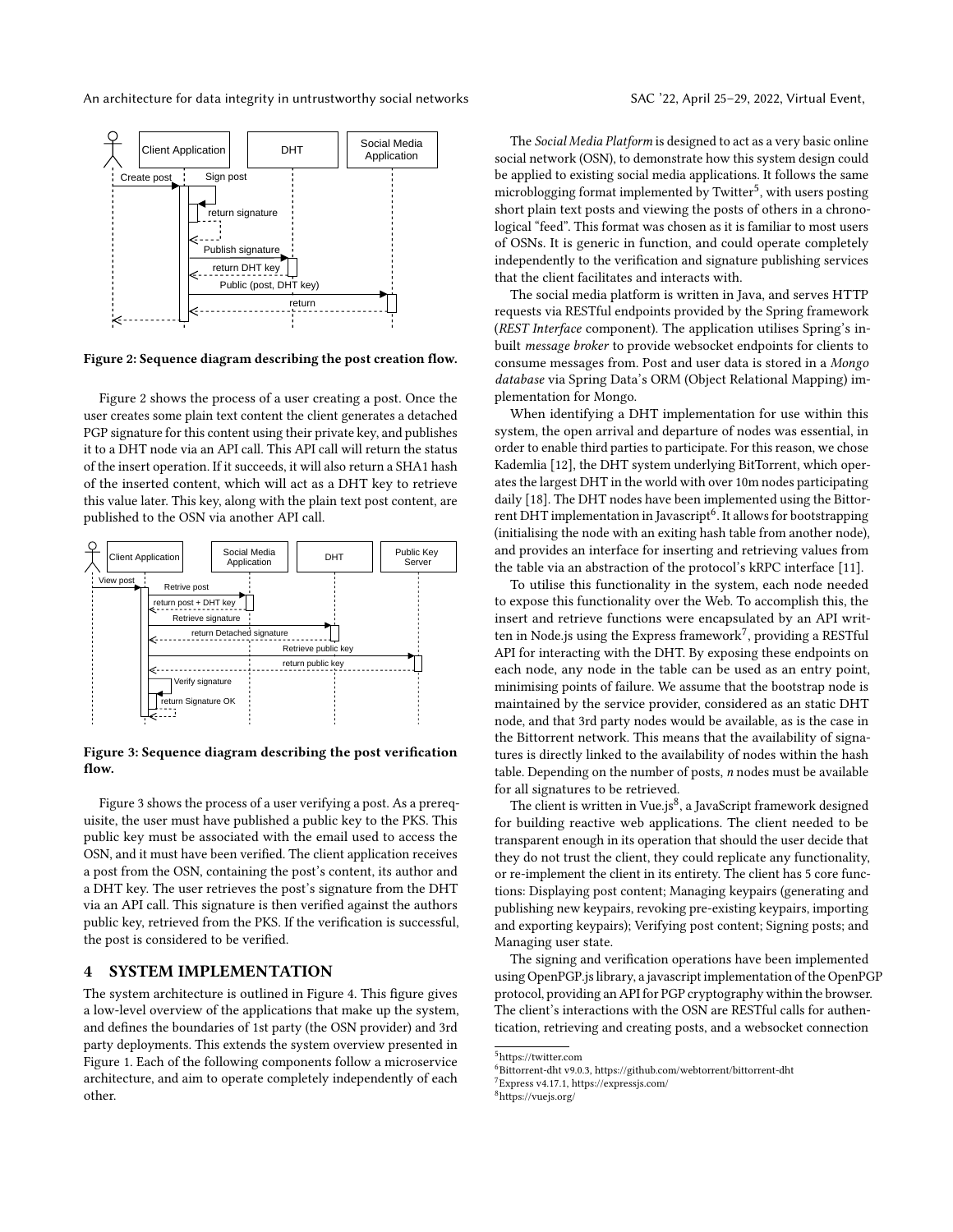Figure 2: Sequence diagram describing the post creation flow.

Figure 2 shows the process of a user creating a post. Once the user creates some plain text content the client generates a detached PGP signature for this content using their private key, and publishes it to a DHT node via an API call. This API call will return the status of the insert operation. If it succeeds, it will also return a SHA1 hash of the inserted content, which will act as a DHT key to retrieve this value later. This key, along with the plain text post content, are published to the OSN via another API call.

Figure 3: Sequence diagram describing the post verification flow.

Figure 3 shows the process of a user verifying a post. As a prerequisite, the user must have published a public key to the PKS. This public key must be associated with the email used to access the OSN, and it must have been verified. The client application receives a post from the OSN, containing the post's content, its author and a DHT key. The user retrieves the post's signature from the DHT via an API call. This signature is then verified against the authors public key, retrieved from the PKS. If the verification is successful, the post is considered to be verified.

## 4 SYSTEM IMPLEMENTATION

The system architecture is outlined in Figure 4. This figure gives a low-level overview of the applications that make up the system, and defines the boundaries of 1st party (the OSN provider) and 3rd party deployments. This extends the system overview presented in Figure 1. Each of the following components follow a microservice architecture, and aim to operate completely independently of each other.

The *Social Media Platform* is designed to act as a very basic online social network (OSN), to demonstrate how this system design could be applied to existing social media applications. It follows the same microblogging format implemented by Twitter[5], with users posting short plain text posts and viewing the posts of others in a chronological "feed". This format was chosen as it is familiar to most users of OSNs. It is generic in function, and could operate completely independently to the verification and signature publishing services that the client facilitates and interacts with.

The social media platform is written in Java, and serves HTTP requests via RESTful endpoints provided by the Spring framework (*REST Interface* component). The application utilises Spring's inbuilt *message broker* to provide websocket endpoints for clients to consume messages from. Post and user data is stored in a *Mongo database* via Spring Data's ORM (Object Relational Mapping) implementation for Mongo.

When identifying a DHT implementation for use within this system, the open arrival and departure of nodes was essential, in order to enable third parties to participate. For this reason, we chose Kademlia [12], the DHT system underlying BitTorrent, which operates the largest DHT in the world with over 10m nodes participating daily [18]. The DHT nodes have been implemented using the Bittorrent DHT implementation in Javascript[6]. It allows for bootstrapping (initialising the node with an exiting hash table from another node), and provides an interface for inserting and retrieving values from the table via an abstraction of the protocol's kRPC interface [11].

To utilise this functionality in the system, each node needed to expose this functionality over the Web. To accomplish this, the insert and retrieve functions were encapsulated by an API written in Node.js using the Express framework[7], providing a RESTful API for interacting with the DHT. By exposing these endpoints on each node, any node in the table can be used as an entry point, minimising points of failure. We assume that the bootstrap node is maintained by the service provider, considered as an static DHT node, and that 3rd party nodes would be available, as is the case in the Bittorrent network. This means that the availability of signatures is directly linked to the availability of nodes within the hash table. Depending on the number of posts, $n$ nodes must be available for all signatures to be retrieved.

The client is written in Vue.js[8], a JavaScript framework designed for building reactive web applications. The client needed to be transparent enough in its operation that should the user decide that they do not trust the client, they could replicate any functionality, or re-implement the client in its entirety. The client has 5 core functions: Displaying post content; Managing keypairs (generating and publishing new keypairs, revoking pre-existing keypairs, importing and exporting keypairs); Verifying post content; Signing posts; and Managing user state.

The signing and verification operations have been implemented using OpenPGP.js library, a javascript implementation of the OpenPGP protocol, providing an API for PGP cryptography within the browser. The client's interactions with the OSN are RESTful calls for authentication, retrieving and creating posts, and a websocket connection

[5] https://twitter.com
[6] Bittorrent-dht v9.0.3, https://github.com/webtorrent/bittorrent-dht
[7] Express v4.17.1, https://expressjs.com/
[8] https://vuejs.org/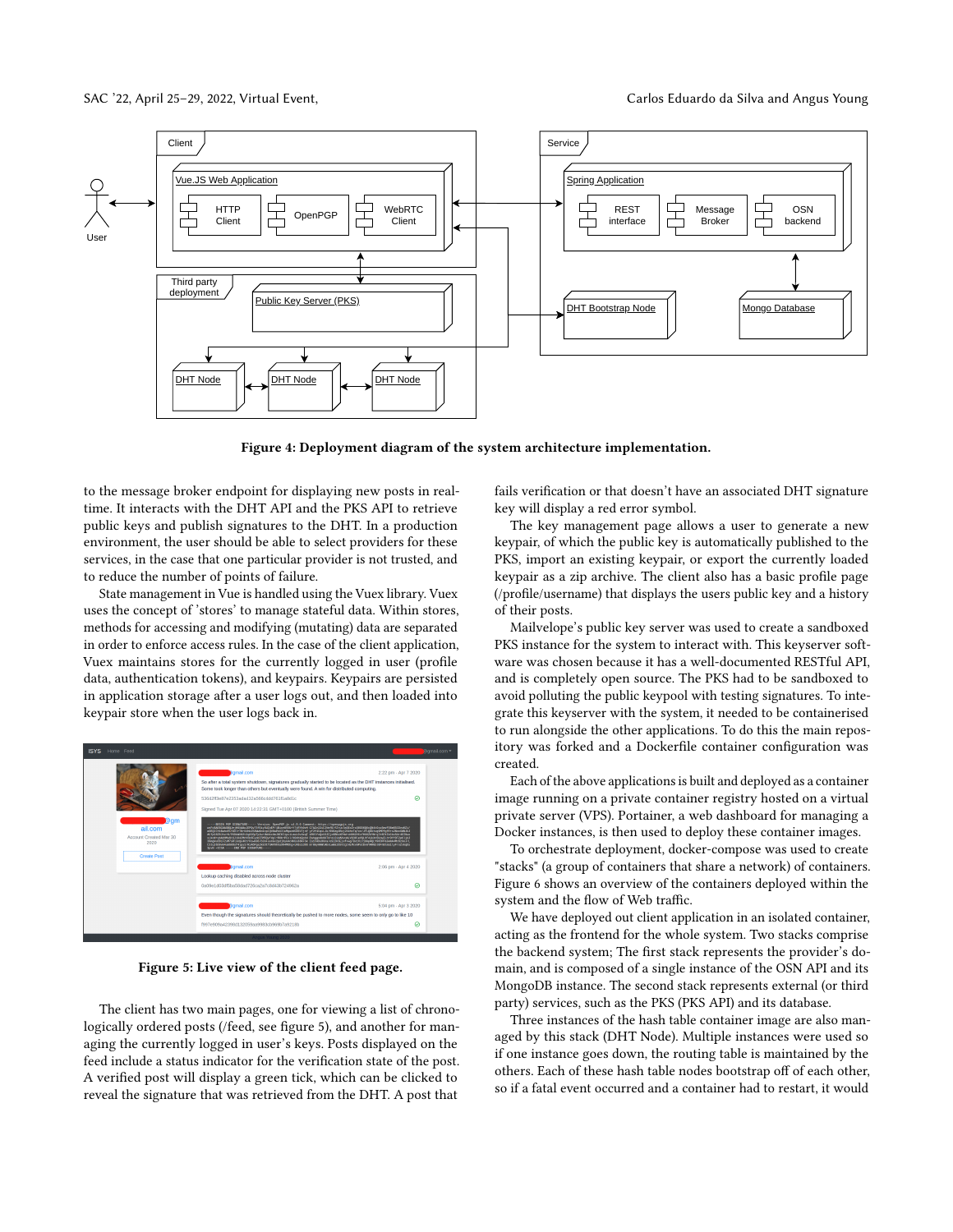Figure 4: Deployment diagram of the system architecture implementation.

to the message broker endpoint for displaying new posts in real-time. It interacts with the DHT API and the PKS API to retrieve public keys and publish signatures to the DHT. In a production environment, the user should be able to select providers for these services, in the case that one particular provider is not trusted, and to reduce the number of points of failure.

State management in Vue is handled using the Vuex library. Vuex uses the concept of 'stores' to manage stateful data. Within stores, methods for accessing and modifying (mutating) data are separated in order to enforce access rules. In the case of the client application, Vuex maintains stores for the currently logged in user (profile data, authentication tokens), and keypairs. Keypairs are persisted in application storage after a user logs out, and then loaded into keypair store when the user logs back in.

Figure 5: Live view of the client feed page.

The client has two main pages, one for viewing a list of chronologically ordered posts (/feed, see figure 5), and another for managing the currently logged in user's keys. Posts displayed on the feed include a status indicator for the verification state of the post. A verified post will display a green tick, which can be clicked to reveal the signature that was retrieved from the DHT. A post that fails verification or that doesn't have an associated DHT signature key will display a red error symbol.

The key management page allows a user to generate a new keypair, of which the public key is automatically published to the PKS, import an existing keypair, or export the currently loaded keypair as a zip archive. The client also has a basic profile page (/profile/username) that displays the users public key and a history of their posts.

Mailvelope's public key server was used to create a sandboxed PKS instance for the system to interact with. This keyserver software was chosen because it has a well-documented RESTful API, and is completely open source. The PKS had to be sandboxed to avoid polluting the public keypool with testing signatures. To integrate this keyserver with the system, it needed to be containerised to run alongside the other applications. To do this the main repository was forked and a Dockerfile container configuration was created.

Each of the above applications is built and deployed as a container image running on a private container registry hosted on a virtual private server (VPS). Portainer, a web dashboard for managing a Docker instances, is then used to deploy these container images.

To orchestrate deployment, docker-compose was used to create "stacks" (a group of containers that share a network) of containers. Figure 6 shows an overview of the containers deployed within the system and the flow of Web traffic.

We have deployed out client application in an isolated container, acting as the frontend for the whole system. Two stacks comprise the backend system; The first stack represents the provider's domain, and is composed of a single instance of the OSN API and its MongoDB instance. The second stack represents external (or third party) services, such as the PKS (PKS API) and its database.

Three instances of the hash table container image are also managed by this stack (DHT Node). Multiple instances were used so if one instance goes down, the routing table is maintained by the others. Each of these hash table nodes bootstrap off of each other, so if a fatal event occurred and a container had to restart, it would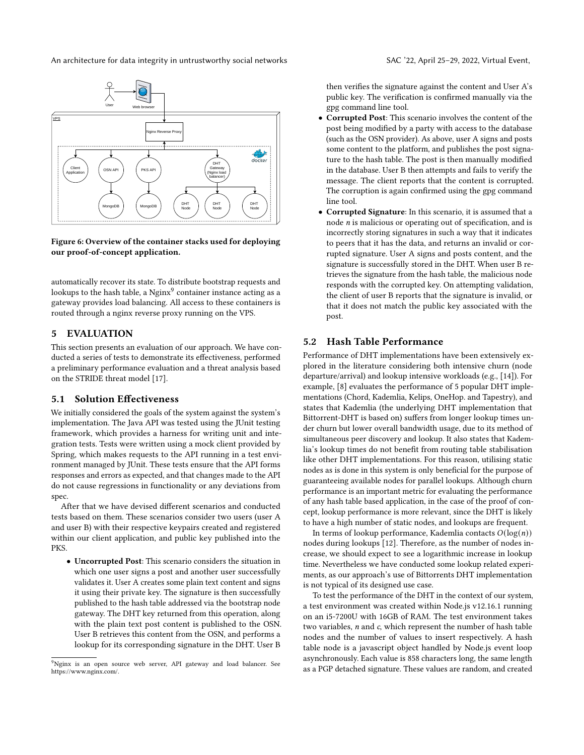Figure 6: Overview of the container stacks used for deploying our proof-of-concept application.

automatically recover its state. To distribute bootstrap requests and lookups to the hash table, a Nginx[9] container instance acting as a gateway provides load balancing. All access to these containers is routed through a nginx reverse proxy running on the VPS.

## 5 EVALUATION

This section presents an evaluation of our approach. We have conducted a series of tests to demonstrate its effectiveness, performed a preliminary performance evaluation and a threat analysis based on the STRIDE threat model [17].

### 5.1 Solution Effectiveness

We initially considered the goals of the system against the system's implementation. The Java API was tested using the JUnit testing framework, which provides a harness for writing unit and integration tests. Tests were written using a mock client provided by Spring, which makes requests to the API running in a test environment managed by JUnit. These tests ensure that the API forms responses and errors as expected, and that changes made to the API do not cause regressions in functionality or any deviations from spec.

After that we have devised different scenarios and conducted tests based on them. These scenarios consider two users (user A and user B) with their respective keypairs created and registered within our client application, and public key published into the PKS.

- **Uncorrupted Post**: This scenario considers the situation in which one user signs a post and another user successfully validates it. User A creates some plain text content and signs it using their private key. The signature is then successfully published to the hash table addressed via the bootstrap node gateway. The DHT key returned from this operation, along with the plain text post content is published to the OSN. User B retrieves this content from the OSN, and performs a lookup for its corresponding signature in the DHT. User B then verifies the signature against the content and User A's public key. The verification is confirmed manually via the gpg command line tool.
- **Corrupted Post**: This scenario involves the content of the post being modified by a party with access to the database (such as the OSN provider). As above, user A signs and posts some content to the platform, and publishes the post signature to the hash table. The post is then manually modified in the database. User B then attempts and fails to verify the message. The client reports that the content is corrupted. The corruption is again confirmed using the gpg command line tool.
- **Corrupted Signature**: In this scenario, it is assumed that a node $n$ is malicious or operating out of specification, and is incorrectly storing signatures in such a way that it indicates to peers that it has the data, and returns an invalid or corrupted signature. User A signs and posts content, and the signature is successfully stored in the DHT. When user B retrieves the signature from the hash table, the malicious node responds with the corrupted key. On attempting validation, the client of user B reports that the signature is invalid, or that it does not match the public key associated with the post.

### 5.2 Hash Table Performance

Performance of DHT implementations have been extensively explored in the literature considering both intensive churn (node departure/arrival) and lookup intensive workloads (e.g., [14]). For example, [8] evaluates the performance of 5 popular DHT implementations (Chord, Kademlia, Kelips, OneHop. and Tapestry), and states that Kademlia (the underlying DHT implementation that Bittorrent-DHT is based on) suffers from longer lookup times under churn but lower overall bandwidth usage, due to its method of simultaneous peer discovery and lookup. It also states that Kademlia's lookup times do not benefit from routing table stabilisation like other DHT implementations. For this reason, utilising static nodes as is done in this system is only beneficial for the purpose of guaranteeing available nodes for parallel lookups. Although churn performance is an important metric for evaluating the performance of any hash table based application, in the case of the proof of concept, lookup performance is more relevant, since the DHT is likely to have a high number of static nodes, and lookups are frequent.

In terms of lookup performance, Kademlia contacts $O(\log(n))$ nodes during lookups [12]. Therefore, as the number of nodes increase, we should expect to see a logarithmic increase in lookup time. Nevertheless we have conducted some lookup related experiments, as our approach's use of Bittorrents DHT implementation is not typical of its designed use case.

To test the performance of the DHT in the context of our system, a test environment was created within Node.js v12.16.1 running on an i5-7200U with 16GB of RAM. The test environment takes two variables, $n$ and $c$, which represent the number of hash table nodes and the number of values to insert respectively. A hash table node is a javascript object handled by Node.js event loop asynchronously. Each value is 858 characters long, the same length as a PGP detached signature. These values are random, and created

[9] Nginx is an open source web server, API gateway and load balancer. See https://www.nginx.com/.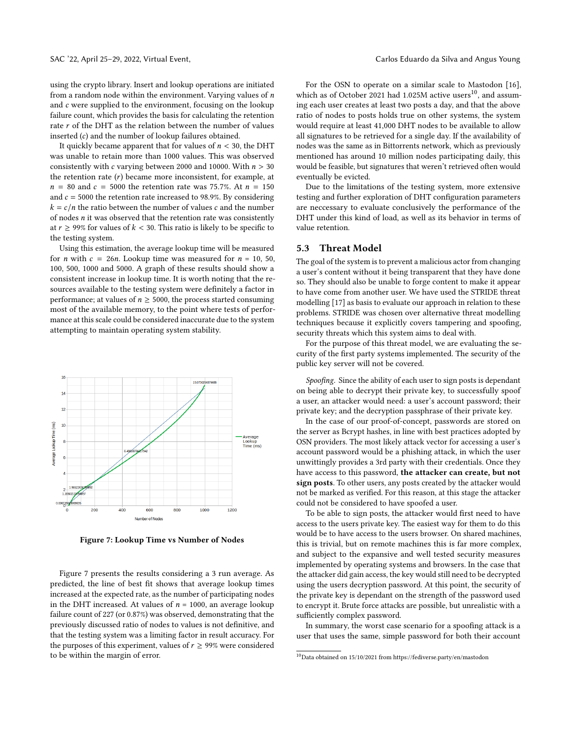using the crypto library. Insert and lookup operations are initiated from a random node within the environment. Varying values of $n$ and $c$ were supplied to the environment, focusing on the lookup failure count, which provides the basis for calculating the retention rate $r$ of the DHT as the relation between the number of values inserted ($c$) and the number of lookup failures obtained.

It quickly became apparent that for values of $n < 30$, the DHT was unable to retain more than 1000 values. This was observed consistently with $c$ varying between 2000 and 10000. With $n > 30$ the retention rate ($r$) became more inconsistent, for example, at $n = 80$ and $c = 5000$ the retention rate was 75.7%. At $n = 150$ and $c = 5000$ the retention rate increased to 98.9%. By considering $k = c/n$ the ratio between the number of values $c$ and the number of nodes $n$ it was observed that the retention rate was consistently at $r \geq 99\%$ for values of $k < 30$. This ratio is likely to be specific to the testing system.

Using this estimation, the average lookup time will be measured for $n$ with $c = 26n$. Lookup time was measured for $n$ = 10, 50, 100, 500, 1000 and 5000. A graph of these results should show a consistent increase in lookup time. It is worth noting that the resources available to the testing system were definitely a factor in performance; at values of $n \geq 5000$, the process started consuming most of the available memory, to the point where tests of performance at this scale could be considered inaccurate due to the system attempting to maintain operating system stability.

Figure 7: Lookup Time vs Number of Nodes

Figure 7 presents the results considering a 3 run average. As predicted, the line of best fit shows that average lookup times increased at the expected rate, as the number of participating nodes in the DHT increased. At values of $n = 1000$, an average lookup failure count of 227 (or 0.87%) was observed, demonstrating that the previously discussed ratio of nodes to values is not definitive, and that the testing system was a limiting factor in result accuracy. For the purposes of this experiment, values of $r \geq 99\%$ were considered to be within the margin of error.

For the OSN to operate on a similar scale to Mastodon [16], which as of October 2021 had 1.025M active users[10], and assuming each user creates at least two posts a day, and that the above ratio of nodes to posts holds true on other systems, the system would require at least 41,000 DHT nodes to be available to allow all signatures to be retrieved for a single day. If the availability of nodes was the same as in Bittorrents network, which as previously mentioned has around 10 million nodes participating daily, this would be feasible, but signatures that weren't retrieved often would eventually be evicted.

Due to the limitations of the testing system, more extensive testing and further exploration of DHT configuration parameters are neccessary to evaluate conclusively the performance of the DHT under this kind of load, as well as its behavior in terms of value retention.

## 5.3 Threat Model

The goal of the system is to prevent a malicious actor from changing a user's content without it being transparent that they have done so. They should also be unable to forge content to make it appear to have come from another user. We have used the STRIDE threat modelling [17] as basis to evaluate our approach in relation to these problems. STRIDE was chosen over alternative threat modelling techniques because it explicitly covers tampering and spoofing, security threats which this system aims to deal with.

For the purpose of this threat model, we are evaluating the security of the first party systems implemented. The security of the public key server will not be covered.

*Spoofing.* Since the ability of each user to sign posts is dependant on being able to decrypt their private key, to successfully spoof a user, an attacker would need: a user's account password; their private key; and the decryption passphrase of their private key.

In the case of our proof-of-concept, passwords are stored on the server as Bcrypt hashes, in line with best practices adopted by OSN providers. The most likely attack vector for accessing a user's account password would be a phishing attack, in which the user unwittingly provides a 3rd party with their credentials. Once they have access to this password, **the attacker can create, but not sign posts**. To other users, any posts created by the attacker would not be marked as verified. For this reason, at this stage the attacker could not be considered to have spoofed a user.

To be able to sign posts, the attacker would first need to have access to the users private key. The easiest way for them to do this would be to have access to the users browser. On shared machines, this is trivial, but on remote machines this is far more complex, and subject to the expansive and well tested security measures implemented by operating systems and browsers. In the case that the attacker did gain access, the key would still need to be decrypted using the users decryption password. At this point, the security of the private key is dependant on the strength of the password used to encrypt it. Brute force attacks are possible, but unrealistic with a sufficiently complex password.

In summary, the worst case scenario for a spoofing attack is a user that uses the same, simple password for both their account

[10] Data obtained on 15/10/2021 from https://fediverse.party/en/mastodon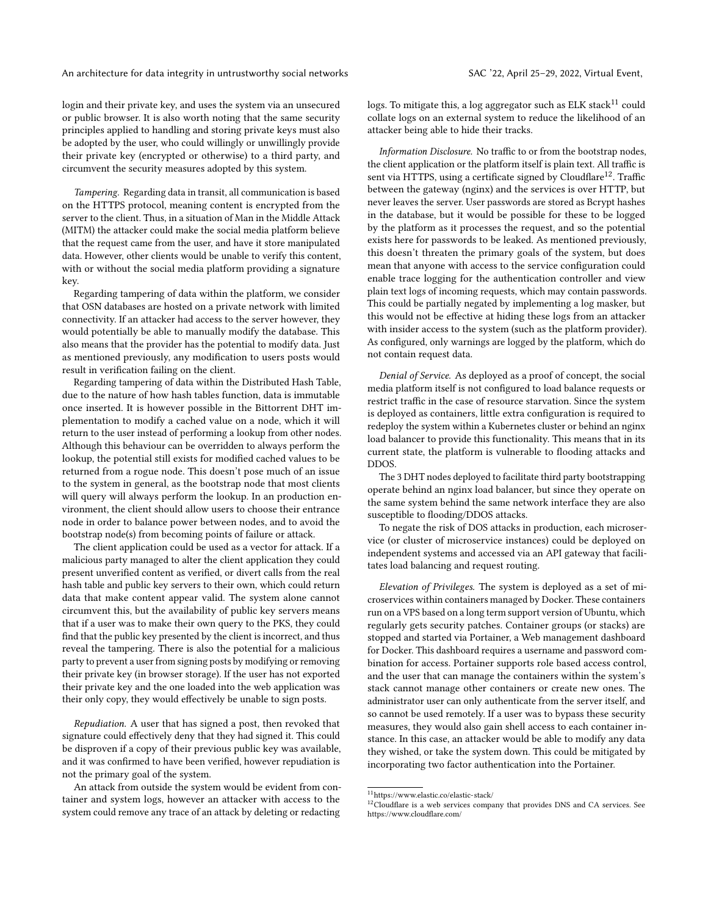login and their private key, and uses the system via an unsecured or public browser. It is also worth noting that the same security principles applied to handling and storing private keys must also be adopted by the user, who could willingly or unwillingly provide their private key (encrypted or otherwise) to a third party, and circumvent the security measures adopted by this system.

*Tampering.* Regarding data in transit, all communication is based on the HTTPS protocol, meaning content is encrypted from the server to the client. Thus, in a situation of Man in the Middle Attack (MITM) the attacker could make the social media platform believe that the request came from the user, and have it store manipulated data. However, other clients would be unable to verify this content, with or without the social media platform providing a signature key.

Regarding tampering of data within the platform, we consider that OSN databases are hosted on a private network with limited connectivity. If an attacker had access to the server however, they would potentially be able to manually modify the database. This also means that the provider has the potential to modify data. Just as mentioned previously, any modification to users posts would result in verification failing on the client.

Regarding tampering of data within the Distributed Hash Table, due to the nature of how hash tables function, data is immutable once inserted. It is however possible in the Bittorrent DHT implementation to modify a cached value on a node, which it will return to the user instead of performing a lookup from other nodes. Although this behaviour can be overridden to always perform the lookup, the potential still exists for modified cached values to be returned from a rogue node. This doesn't pose much of an issue to the system in general, as the bootstrap node that most clients will query will always perform the lookup. In an production environment, the client should allow users to choose their entrance node in order to balance power between nodes, and to avoid the bootstrap node(s) from becoming points of failure or attack.

The client application could be used as a vector for attack. If a malicious party managed to alter the client application they could present unverified content as verified, or divert calls from the real hash table and public key servers to their own, which could return data that make content appear valid. The system alone cannot circumvent this, but the availability of public key servers means that if a user was to make their own query to the PKS, they could find that the public key presented by the client is incorrect, and thus reveal the tampering. There is also the potential for a malicious party to prevent a user from signing posts by modifying or removing their private key (in browser storage). If the user has not exported their private key and the one loaded into the web application was their only copy, they would effectively be unable to sign posts.

*Repudiation.* A user that has signed a post, then revoked that signature could effectively deny that they had signed it. This could be disproven if a copy of their previous public key was available, and it was confirmed to have been verified, however repudiation is not the primary goal of the system.

An attack from outside the system would be evident from container and system logs, however an attacker with access to the system could remove any trace of an attack by deleting or redacting logs. To mitigate this, a log aggregator such as ELK stack[11] could collate logs on an external system to reduce the likelihood of an attacker being able to hide their tracks.

*Information Disclosure.* No traffic to or from the bootstrap nodes, the client application or the platform itself is plain text. All traffic is sent via HTTPS, using a certificate signed by Cloudflare[12]. Traffic between the gateway (nginx) and the services is over HTTP, but never leaves the server. User passwords are stored as Bcrypt hashes in the database, but it would be possible for these to be logged by the platform as it processes the request, and so the potential exists here for passwords to be leaked. As mentioned previously, this doesn't threaten the primary goals of the system, but does mean that anyone with access to the service configuration could enable trace logging for the authentication controller and view plain text logs of incoming requests, which may contain passwords. This could be partially negated by implementing a log masker, but this would not be effective at hiding these logs from an attacker with insider access to the system (such as the platform provider). As configured, only warnings are logged by the platform, which do not contain request data.

*Denial of Service.* As deployed as a proof of concept, the social media platform itself is not configured to load balance requests or restrict traffic in the case of resource starvation. Since the system is deployed as containers, little extra configuration is required to redeploy the system within a Kubernetes cluster or behind an nginx load balancer to provide this functionality. This means that in its current state, the platform is vulnerable to flooding attacks and DDOS.

The 3 DHT nodes deployed to facilitate third party bootstrapping operate behind an nginx load balancer, but since they operate on the same system behind the same network interface they are also susceptible to flooding/DDOS attacks.

To negate the risk of DOS attacks in production, each microservice (or cluster of microservice instances) could be deployed on independent systems and accessed via an API gateway that facilitates load balancing and request routing.

*Elevation of Privileges.* The system is deployed as a set of microservices within containers managed by Docker. These containers run on a VPS based on a long term support version of Ubuntu, which regularly gets security patches. Container groups (or stacks) are stopped and started via Portainer, a Web management dashboard for Docker. This dashboard requires a username and password combination for access. Portainer supports role based access control, and the user that can manage the containers within the system's stack cannot manage other containers or create new ones. The administrator user can only authenticate from the server itself, and so cannot be used remotely. If a user was to bypass these security measures, they would also gain shell access to each container instance. In this case, an attacker would be able to modify any data they wished, or take the system down. This could be mitigated by incorporating two factor authentication into the Portainer.

[11] https://www.elastic.co/elastic-stack/

[12] Cloudflare is a web services company that provides DNS and CA services. See https://www.cloudflare.com/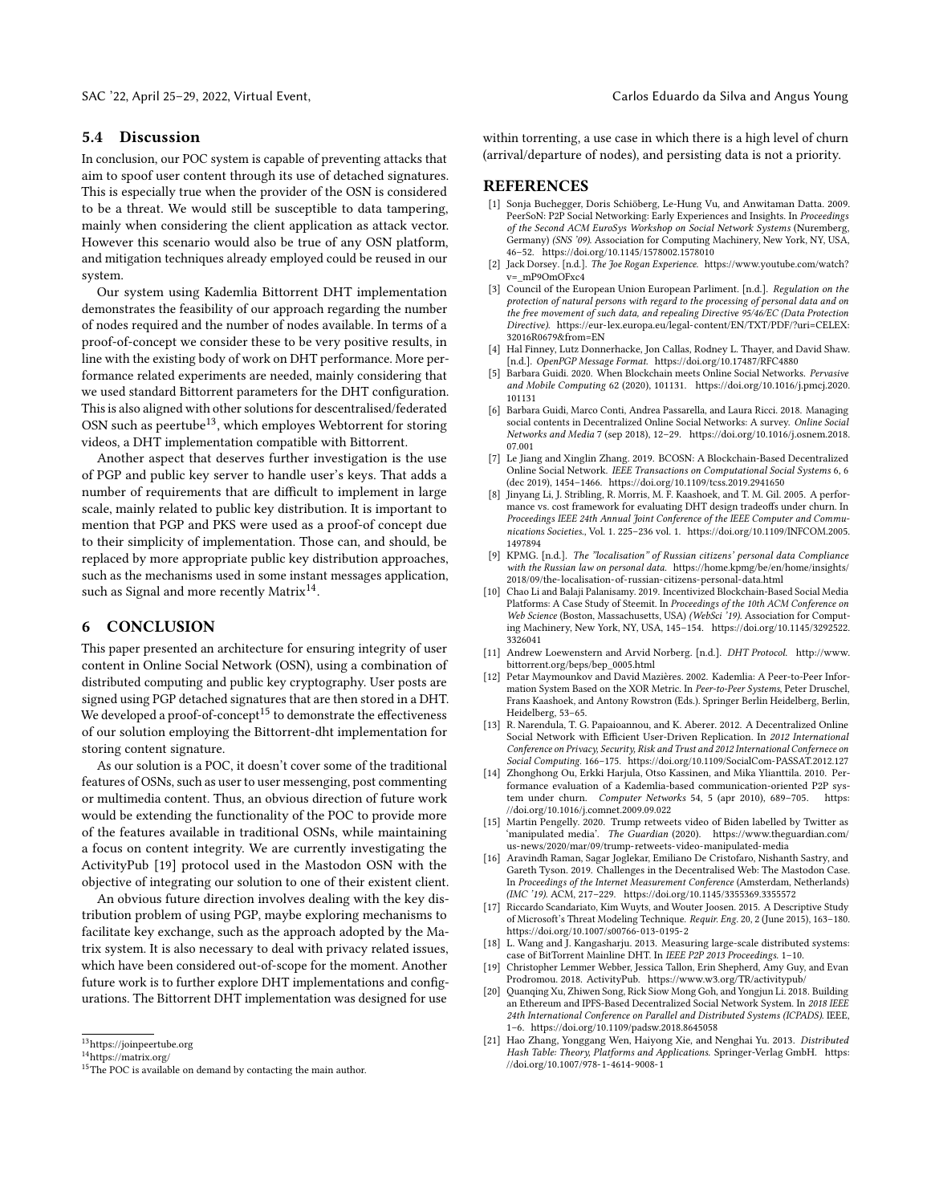### 5.4 Discussion

In conclusion, our POC system is capable of preventing attacks that aim to spoof user content through its use of detached signatures. This is especially true when the provider of the OSN is considered to be a threat. We would still be susceptible to data tampering, mainly when considering the client application as attack vector. However this scenario would also be true of any OSN platform, and mitigation techniques already employed could be reused in our system.

Our system using Kademlia Bittorrent DHT implementation demonstrates the feasibility of our approach regarding the number of nodes required and the number of nodes available. In terms of a proof-of-concept we consider these to be very positive results, in line with the existing body of work on DHT performance. More performance related experiments are needed, mainly considering that we used standard Bittorrent parameters for the DHT configuration. This is also aligned with other solutions for descentralised/federated OSN such as peertube[13], which employes Webtorrent for storing videos, a DHT implementation compatible with Bittorrent.

Another aspect that deserves further investigation is the use of PGP and public key server to handle user's keys. That adds a number of requirements that are difficult to implement in large scale, mainly related to public key distribution. It is important to mention that PGP and PKS were used as a proof-of concept due to their simplicity of implementation. Those can, and should, be replaced by more appropriate public key distribution approaches, such as the mechanisms used in some instant messages application, such as Signal and more recently Matrix[14].

## 6 CONCLUSION

This paper presented an architecture for ensuring integrity of user content in Online Social Network (OSN), using a combination of distributed computing and public key cryptography. User posts are signed using PGP detached signatures that are then stored in a DHT. We developed a proof-of-concept[15] to demonstrate the effectiveness of our solution employing the Bittorrent-dht implementation for storing content signature.

As our solution is a POC, it doesn't cover some of the traditional features of OSNs, such as user to user messenging, post commenting or multimedia content. Thus, an obvious direction of future work would be extending the functionality of the POC to provide more of the features available in traditional OSNs, while maintaining a focus on content integrity. We are currently investigating the ActivityPub [19] protocol used in the Mastodon OSN with the objective of integrating our solution to one of their existent client.

An obvious future direction involves dealing with the key distribution problem of using PGP, maybe exploring mechanisms to facilitate key exchange, such as the approach adopted by the Matrix system. It is also necessary to deal with privacy related issues, which have been considered out-of-scope for the moment. Another future work is to further explore DHT implementations and configurations. The Bittorrent DHT implementation was designed for use within torrenting, a use case in which there is a high level of churn (arrival/departure of nodes), and persisting data is not a priority.

[13] https://joinpeertube.org

[14] https://matrix.org/

[15] The POC is available on demand by contacting the main author.

## REFERENCES

[1] Sonja Buchegger, Doris Schiöberg, Le-Hung Vu, and Anwitaman Datta. 2009. PeerSoN: P2P Social Networking: Early Experiences and Insights. In *Proceedings of the Second ACM EuroSys Workshop on Social Network Systems* (Nuremberg, Germany) *(SNS '09)*. Association for Computing Machinery, New York, NY, USA, 46–52. https://doi.org/10.1145/1578002.1578010

[2] Jack Dorsey. [n.d.]. *The Joe Rogan Experience*. https://www.youtube.com/watch?v=_mP9OmOFxc4

[3] Council of the European Union European Parliment. [n.d.]. *Regulation on the protection of natural persons with regard to the processing of personal data and on the free movement of such data, and repealing Directive 95/46/EC (Data Protection Directive).* https://eur-lex.europa.eu/legal-content/EN/TXT/PDF/?uri=CELEX:32016R0679&from=EN

[4] Hal Finney, Lutz Donnerhacke, Jon Callas, Rodney L. Thayer, and David Shaw. [n.d.]. *OpenPGP Message Format*. https://doi.org/10.17487/RFC4880

[5] Barbara Guidi. 2020. When Blockchain meets Online Social Networks. *Pervasive and Mobile Computing* 62 (2020), 101131. https://doi.org/10.1016/j.pmcj.2020.101131

[6] Barbara Guidi, Marco Conti, Andrea Passarella, and Laura Ricci. 2018. Managing social contents in Decentralized Online Social Networks: A survey. *Online Social Networks and Media* 7 (sep 2018), 12–29. https://doi.org/10.1016/j.osnem.2018.07.001

[7] Le Jiang and Xinglin Zhang. 2019. BCOSN: A Blockchain-Based Decentralized Online Social Network. *IEEE Transactions on Computational Social Systems* 6, 6 (dec 2019), 1454–1466. https://doi.org/10.1109/tcss.2019.2941650

[8] Jinyang Li, J. Stribling, R. Morris, M. F. Kaashoek, and T. M. Gil. 2005. A performance vs. cost framework for evaluating DHT design tradeoffs under churn. In *Proceedings IEEE 24th Annual Joint Conference of the IEEE Computer and Communications Societies.*, Vol. 1. 225–236 vol. 1. https://doi.org/10.1109/INFCOM.2005.1497894

[9] KPMG. [n.d.]. *The "localisation" of Russian citizens' personal data Compliance with the Russian law on personal data*. https://home.kpmg/be/en/home/insights/2018/09/the-localisation-of-russian-citizens-personal-data.html

[10] Chao Li and Balaji Palanisamy. 2019. Incentivized Blockchain-Based Social Media Platforms: A Case Study of Steemit. In *Proceedings of the 10th ACM Conference on Web Science* (Boston, Massachusetts, USA) *(WebSci '19)*. Association for Computing Machinery, New York, NY, USA, 145–154. https://doi.org/10.1145/3292522.3326041

[11] Andrew Loewenstern and Arvid Norberg. [n.d.]. *DHT Protocol*. http://www.bittorrent.org/beps/bep_0005.html

[12] Petar Maymounkov and David Mazières. 2002. Kademlia: A Peer-to-Peer Information System Based on the XOR Metric. In *Peer-to-Peer Systems*, Peter Druschel, Frans Kaashoek, and Antony Rowstron (Eds.). Springer Berlin Heidelberg, Berlin, Heidelberg, 53–65.

[13] R. Narendula, T. G. Papaioannou, and K. Aberer. 2012. A Decentralized Online Social Network with Efficient User-Driven Replication. In *2012 International Conference on Privacy, Security, Risk and Trust and 2012 International Confernece on Social Computing*. 166–175. https://doi.org/10.1109/SocialCom-PASSAT.2012.127

[14] Zhonghong Ou, Erkki Harjula, Otso Kassinen, and Mika Ylianttila. 2010. Performance evaluation of a Kademlia-based communication-oriented P2P system under churn. *Computer Networks* 54, 5 (apr 2010), 689–705. https://doi.org/10.1016/j.comnet.2009.09.022

[15] Martin Pengelly. 2020. Trump retweets video of Biden labelled by Twitter as 'manipulated media'. *The Guardian* (2020). https://www.theguardian.com/us-news/2020/mar/09/trump-retweets-video-manipulated-media

[16] Aravindh Raman, Sagar Joglekar, Emiliano De Cristofaro, Nishanth Sastry, and Gareth Tyson. 2019. Challenges in the Decentralised Web: The Mastodon Case. In *Proceedings of the Internet Measurement Conference* (Amsterdam, Netherlands) *(IMC '19)*. ACM, 217–229. https://doi.org/10.1145/3355369.3355572

[17] Riccardo Scandariato, Kim Wuyts, and Wouter Joosen. 2015. A Descriptive Study of Microsoft's Threat Modeling Technique. *Requir. Eng.* 20, 2 (June 2015), 163–180. https://doi.org/10.1007/s00766-013-0195-2

[18] L. Wang and J. Kangasharju. 2013. Measuring large-scale distributed systems: case of BitTorrent Mainline DHT. In *IEEE P2P 2013 Proceedings*. 1–10.

[19] Christopher Lemmer Webber, Jessica Tallon, Erin Shepherd, Amy Guy, and Evan Prodromou. 2018. ActivityPub. https://www.w3.org/TR/activitypub/

[20] Quanqing Xu, Zhiwen Song, Rick Siow Mong Goh, and Yongjun Li. 2018. Building an Ethereum and IPFS-Based Decentralized Social Network System. In *2018 IEEE 24th International Conference on Parallel and Distributed Systems (ICPADS)*. IEEE, 1–6. https://doi.org/10.1109/padsw.2018.8645058

[21] Hao Zhang, Yonggang Wen, Haiyong Xie, and Nenghai Yu. 2013. *Distributed Hash Table: Theory, Platforms and Applications*. Springer-Verlag GmbH. https://doi.org/10.1007/978-1-4614-9008-1